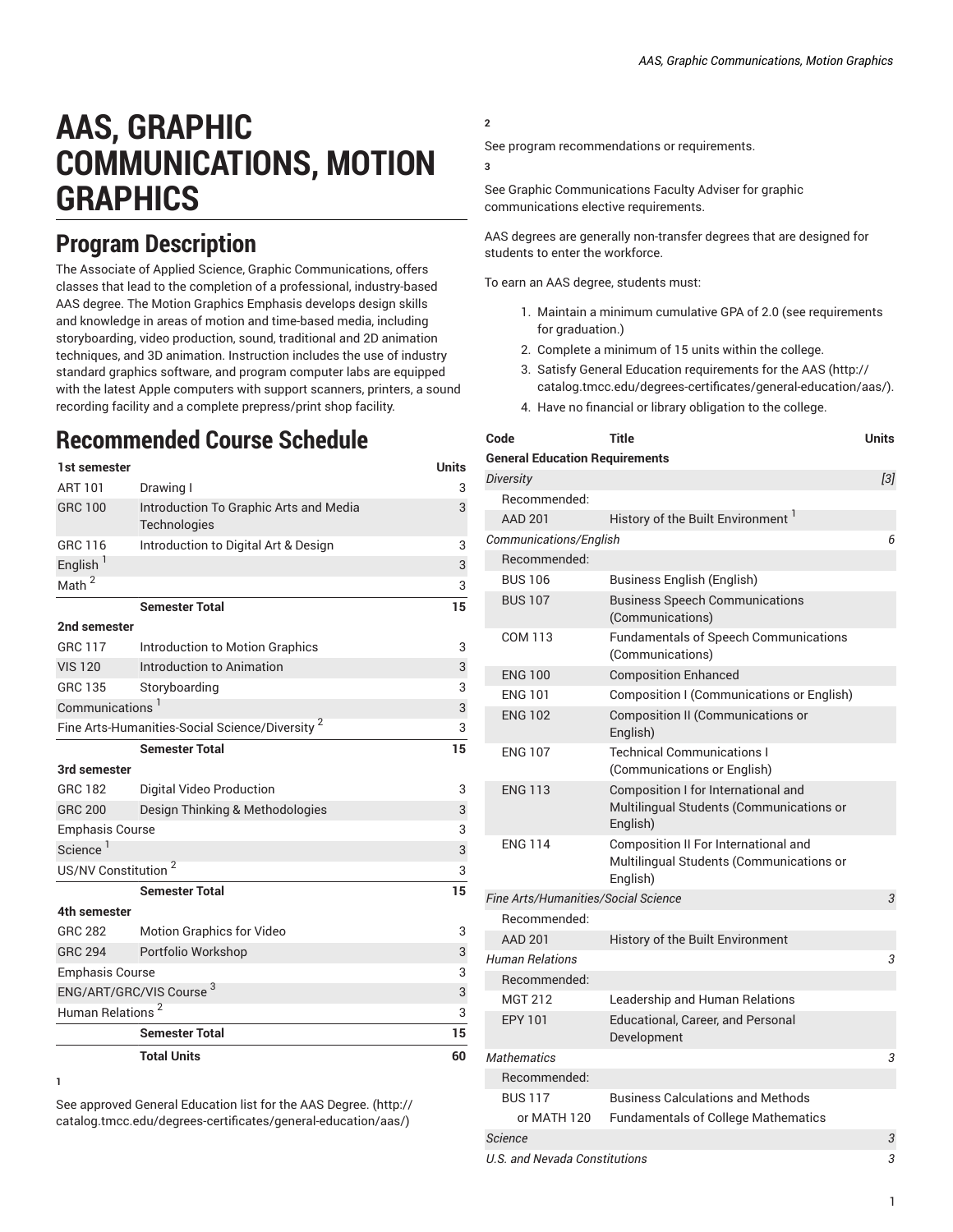# AAS, GRAPHIC COMMUNICATIONS, MOTION GRAPHICS

## Program Description

The Associate of Applied Science, Graphic Communications, offers classes that lead to the completion of a professional, industry-based AAS degree. The Motion Graphics Emphasis develops design skills and knowledge in areas of motion and time-based media, including storyboarding, video production, sound, traditional and 2D animation techniques, and 3D animation. Instruction includes the use of industry standard graphics software, and program computer labs are equipped with the latest Apple computers with support scanners, printers, a sound recording facility and a complete prepress/print shop facility.

## Recommended Course Schedule

| 1st semester | | Units |
|---|---|---|
| ART 101 | Drawing I | 3 |
| GRC 100 | Introduction To Graphic Arts and Media Technologies | 3 |
| GRC 116 | Introduction to Digital Art & Design | 3 |
| English [1] | | 3 |
| Math [2] | | 3 |
| | **Semester Total** | **15** |
| **2nd semester** | | |
| GRC 117 | Introduction to Motion Graphics | 3 |
| VIS 120 | Introduction to Animation | 3 |
| GRC 135 | Storyboarding | 3 |
| Communications [1] | | 3 |
| Fine Arts-Humanities-Social Science/Diversity [2] | | 3 |
| | **Semester Total** | **15** |
| **3rd semester** | | |
| GRC 182 | Digital Video Production | 3 |
| GRC 200 | Design Thinking & Methodologies | 3 |
| Emphasis Course | | 3 |
| Science [1] | | 3 |
| US/NV Constitution [2] | | 3 |
| | **Semester Total** | **15** |
| **4th semester** | | |
| GRC 282 | Motion Graphics for Video | 3 |
| GRC 294 | Portfolio Workshop | 3 |
| Emphasis Course | | 3 |
| ENG/ART/GRC/VIS Course [3] | | 3 |
| Human Relations [2] | | 3 |
| | **Semester Total** | **15** |
| | **Total Units** | **60** |

**1**

See approved General Education list for the AAS Degree. (http://catalog.tmcc.edu/degrees-certificates/general-education/aas/)

**2**

See program recommendations or requirements.

**3**

See Graphic Communications Faculty Adviser for graphic communications elective requirements.

AAS degrees are generally non-transfer degrees that are designed for students to enter the workforce.

To earn an AAS degree, students must:

1. Maintain a minimum cumulative GPA of 2.0 (see requirements for graduation.)
2. Complete a minimum of 15 units within the college.
3. Satisfy General Education requirements for the AAS (http://catalog.tmcc.edu/degrees-certificates/general-education/aas/).
4. Have no financial or library obligation to the college.

| Code | Title | Units |
|---|---|---|
| **General Education Requirements** | | |
| *Diversity* | | *[3]* |
| Recommended: | | |
| AAD 201 | History of the Built Environment [1] | |
| *Communications/English* | | *6* |
| Recommended: | | |
| BUS 106 | Business English (English) | |
| BUS 107 | Business Speech Communications (Communications) | |
| COM 113 | Fundamentals of Speech Communications (Communications) | |
| ENG 100 | Composition Enhanced | |
| ENG 101 | Composition I (Communications or English) | |
| ENG 102 | Composition II (Communications or English) | |
| ENG 107 | Technical Communications I (Communications or English) | |
| ENG 113 | Composition I for International and Multilingual Students (Communications or English) | |
| ENG 114 | Composition II For International and Multilingual Students (Communications or English) | |
| *Fine Arts/Humanities/Social Science* | | *3* |
| Recommended: | | |
| AAD 201 | History of the Built Environment | |
| *Human Relations* | | *3* |
| Recommended: | | |
| MGT 212 | Leadership and Human Relations | |
| EPY 101 | Educational, Career, and Personal Development | |
| *Mathematics* | | *3* |
| Recommended: | | |
| BUS 117 | Business Calculations and Methods | |
| or MATH 120 | Fundamentals of College Mathematics | |
| *Science* | | *3* |
| *U.S. and Nevada Constitutions* | | *3* |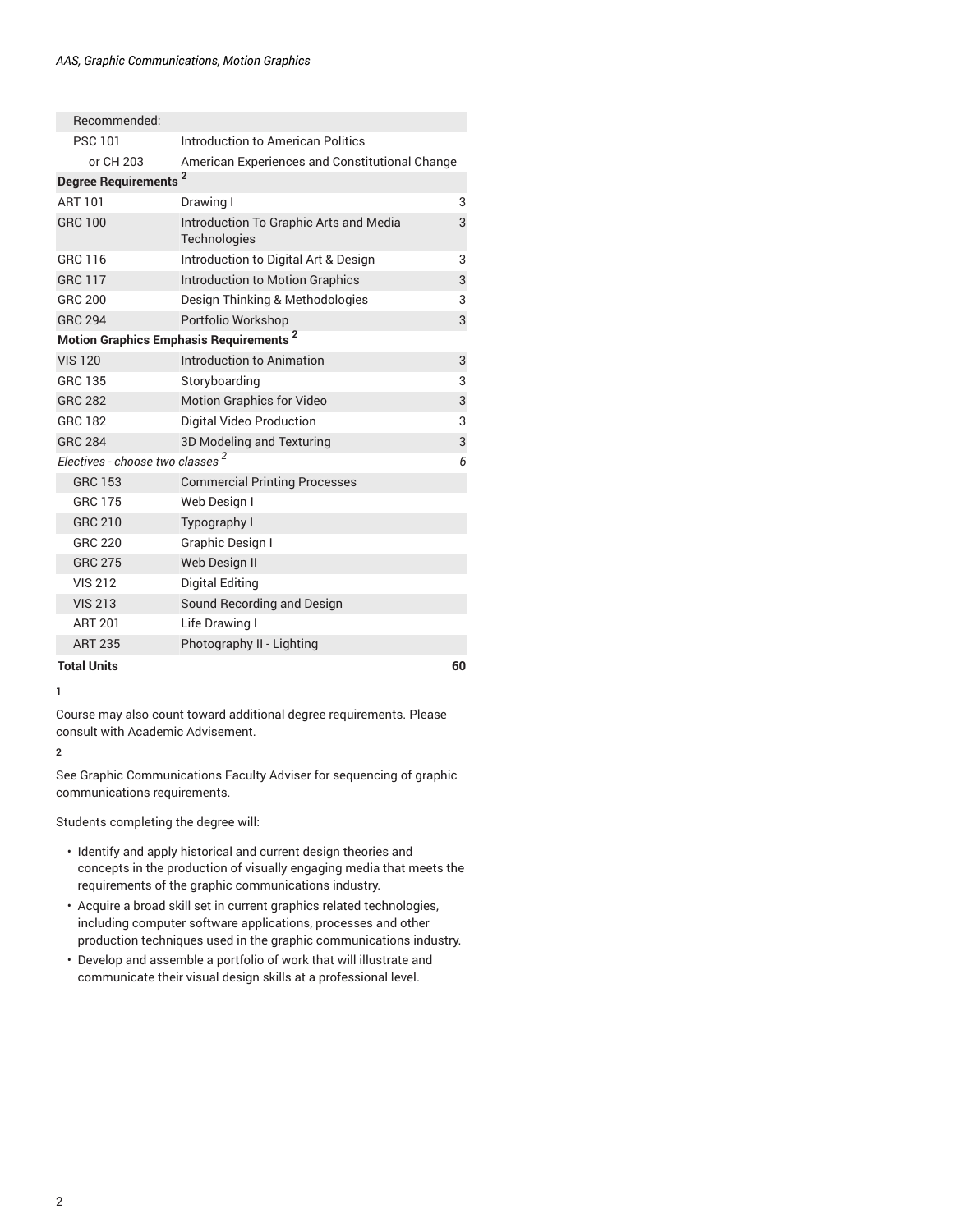| | | |
|---|---|---|
| Recommended: | | |
| PSC 101 | Introduction to American Politics | |
| or CH 203 | American Experiences and Constitutional Change | |
| **Degree Requirements** [2] | | |
| ART 101 | Drawing I | 3 |
| GRC 100 | Introduction To Graphic Arts and Media Technologies | 3 |
| GRC 116 | Introduction to Digital Art & Design | 3 |
| GRC 117 | Introduction to Motion Graphics | 3 |
| GRC 200 | Design Thinking & Methodologies | 3 |
| GRC 294 | Portfolio Workshop | 3 |
| **Motion Graphics Emphasis Requirements** [2] | | |
| VIS 120 | Introduction to Animation | 3 |
| GRC 135 | Storyboarding | 3 |
| GRC 282 | Motion Graphics for Video | 3 |
| GRC 182 | Digital Video Production | 3 |
| GRC 284 | 3D Modeling and Texturing | 3 |
| *Electives - choose two classes* [2] | | *6* |
| GRC 153 | Commercial Printing Processes | |
| GRC 175 | Web Design I | |
| GRC 210 | Typography I | |
| GRC 220 | Graphic Design I | |
| GRC 275 | Web Design II | |
| VIS 212 | Digital Editing | |
| VIS 213 | Sound Recording and Design | |
| ART 201 | Life Drawing I | |
| ART 235 | Photography II - Lighting | |
| **Total Units** | | **60** |

**1**

Course may also count toward additional degree requirements. Please consult with Academic Advisement.

**2**

See Graphic Communications Faculty Adviser for sequencing of graphic communications requirements.

Students completing the degree will:

- Identify and apply historical and current design theories and concepts in the production of visually engaging media that meets the requirements of the graphic communications industry.
- Acquire a broad skill set in current graphics related technologies, including computer software applications, processes and other production techniques used in the graphic communications industry.
- Develop and assemble a portfolio of work that will illustrate and communicate their visual design skills at a professional level.